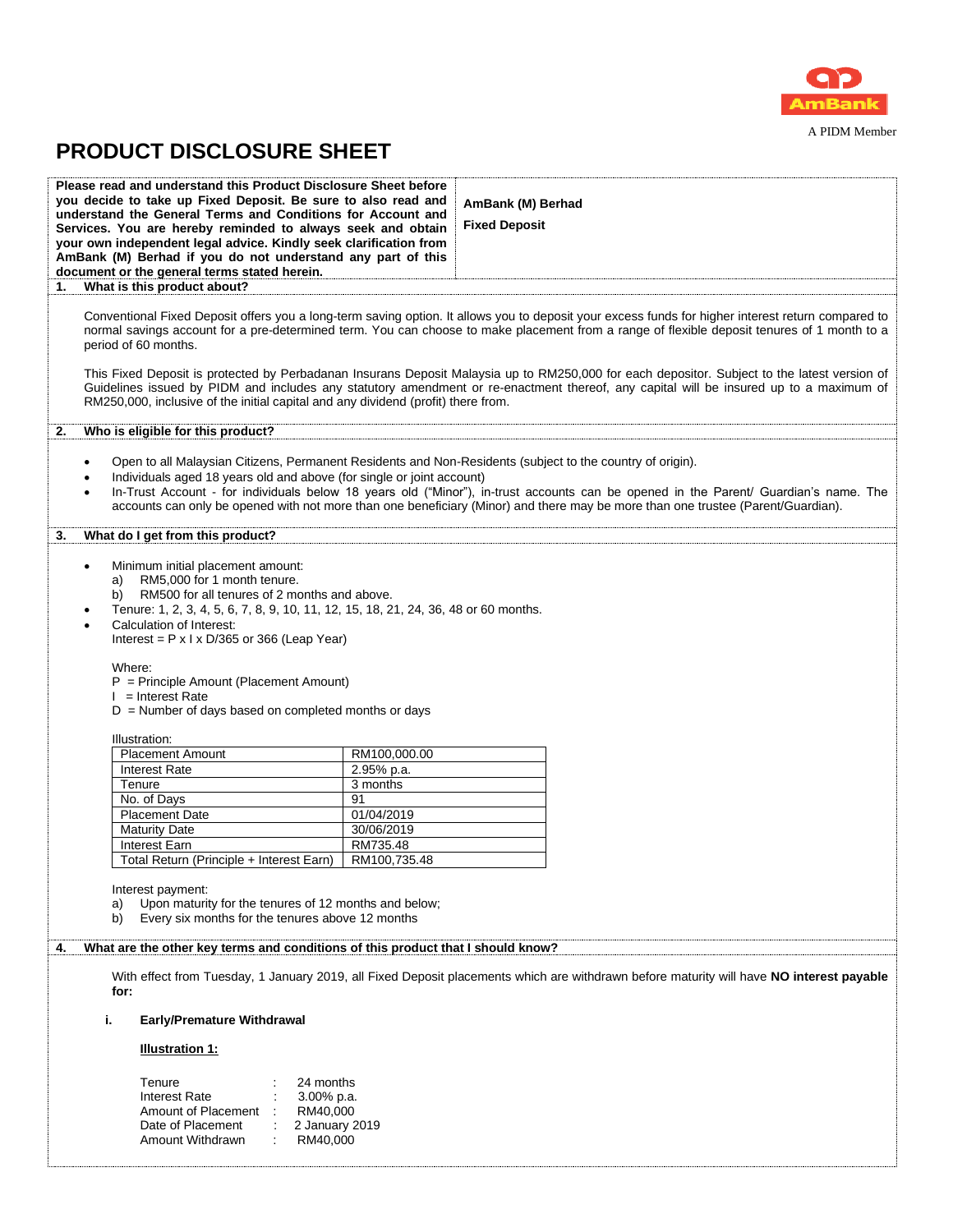A PIDM Member

# PRODUCT DISCLOSURE SHEET

| **Please read and understand this Product Disclosure Sheet before you decide to take up Fixed Deposit. Be sure to also read and understand the General Terms and Conditions for Account and Services. You are hereby reminded to always seek and obtain your own independent legal advice. Kindly seek clarification from AmBank (M) Berhad if you do not understand any part of this document or the general terms stated herein.** | **AmBank (M) Berhad**<br><br>**Fixed Deposit** |
|---|---|

## 1. What is this product about?

Conventional Fixed Deposit offers you a long-term saving option. It allows you to deposit your excess funds for higher interest return compared to normal savings account for a pre-determined term. You can choose to make placement from a range of flexible deposit tenures of 1 month to a period of 60 months.

This Fixed Deposit is protected by Perbadanan Insurans Deposit Malaysia up to RM250,000 for each depositor. Subject to the latest version of Guidelines issued by PIDM and includes any statutory amendment or re-enactment thereof, any capital will be insured up to a maximum of RM250,000, inclusive of the initial capital and any dividend (profit) there from.

## 2. Who is eligible for this product?

- Open to all Malaysian Citizens, Permanent Residents and Non-Residents (subject to the country of origin).
- Individuals aged 18 years old and above (for single or joint account)
- In-Trust Account - for individuals below 18 years old ("Minor"), in-trust accounts can be opened in the Parent/ Guardian's name. The accounts can only be opened with not more than one beneficiary (Minor) and there may be more than one trustee (Parent/Guardian).

## 3. What do I get from this product?

- Minimum initial placement amount:
  a) RM5,000 for 1 month tenure.
  b) RM500 for all tenures of 2 months and above.
- Tenure: 1, 2, 3, 4, 5, 6, 7, 8, 9, 10, 11, 12, 15, 18, 21, 24, 36, 48 or 60 months.
- Calculation of Interest:
  Interest = P x I x D/365 or 366 (Leap Year)

  Where:
  P = Principle Amount (Placement Amount)
  I = Interest Rate
  D = Number of days based on completed months or days

  Illustration:

| Placement Amount | RM100,000.00 |
|---|---|
| Interest Rate | 2.95% p.a. |
| Tenure | 3 months |
| No. of Days | 91 |
| Placement Date | 01/04/2019 |
| Maturity Date | 30/06/2019 |
| Interest Earn | RM735.48 |
| Total Return (Principle + Interest Earn) | RM100,735.48 |

  Interest payment:
  a) Upon maturity for the tenures of 12 months and below;
  b) Every six months for the tenures above 12 months

## 4. What are the other key terms and conditions of this product that I should know?

With effect from Tuesday, 1 January 2019, all Fixed Deposit placements which are withdrawn before maturity will have **NO interest payable for:**

**i. Early/Premature Withdrawal**

**<u>Illustration 1:</u>**

| | | |
|---|---|---|
| Tenure | : | 24 months |
| Interest Rate | : | 3.00% p.a. |
| Amount of Placement | : | RM40,000 |
| Date of Placement | : | 2 January 2019 |
| Amount Withdrawn | : | RM40,000 |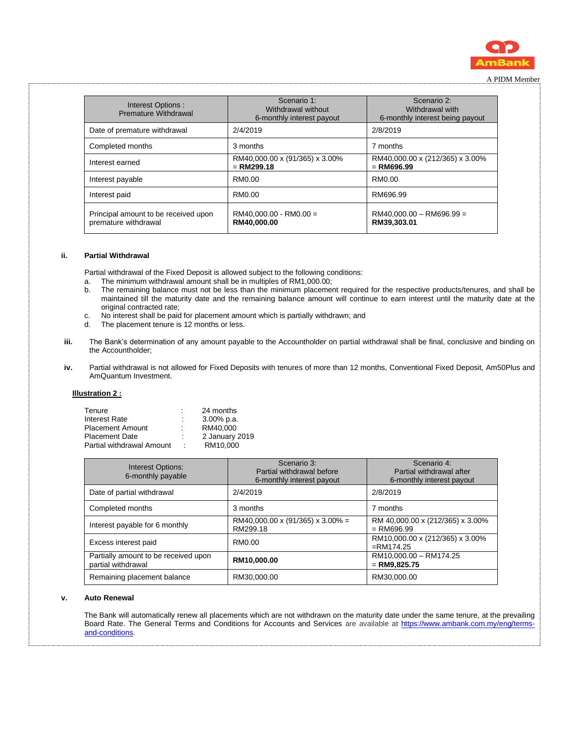| Interest Options : Premature Withdrawal | Scenario 1: Withdrawal without 6-monthly interest payout | Scenario 2: Withdrawal with 6-monthly interest being payout |
|---|---|---|
| Date of premature withdrawal | 2/4/2019 | 2/8/2019 |
| Completed months | 3 months | 7 months |
| Interest earned | RM40,000.00 x (91/365) x 3.00% = **RM299.18** | RM40,000.00 x (212/365) x 3.00% = **RM696.99** |
| Interest payable | RM0.00 | RM0.00 |
| Interest paid | RM0.00 | RM696.99 |
| Principal amount to be received upon premature withdrawal | RM40,000.00 - RM0.00 = **RM40,000.00** | RM40,000.00 – RM696.99 = **RM39,303.01** |

**ii. Partial Withdrawal**

Partial withdrawal of the Fixed Deposit is allowed subject to the following conditions:

a. The minimum withdrawal amount shall be in multiples of RM1,000.00;

b. The remaining balance must not be less than the minimum placement required for the respective products/tenures, and shall be maintained till the maturity date and the remaining balance amount will continue to earn interest until the maturity date at the original contracted rate;

c. No interest shall be paid for placement amount which is partially withdrawn; and

d. The placement tenure is 12 months or less.

**iii.** The Bank's determination of any amount payable to the Accountholder on partial withdrawal shall be final, conclusive and binding on the Accountholder;

**iv.** Partial withdrawal is not allowed for Fixed Deposits with tenures of more than 12 months, Conventional Fixed Deposit, Am50Plus and AmQuantum Investment.

**<u>Illustration 2 :</u>**

| | | |
|---|---|---|
| Tenure | : | 24 months |
| Interest Rate | : | 3.00% p.a. |
| Placement Amount | : | RM40,000 |
| Placement Date | : | 2 January 2019 |
| Partial withdrawal Amount | : | RM10,000 |

| Interest Options: 6-monthly payable | Scenario 3: Partial withdrawal before 6-monthly interest payout | Scenario 4: Partial withdrawal after 6-monthly interest payout |
|---|---|---|
| Date of partial withdrawal | 2/4/2019 | 2/8/2019 |
| Completed months | 3 months | 7 months |
| Interest payable for 6 monthly | RM40,000.00 x (91/365) x 3.00% = RM299.18 | RM 40,000.00 x (212/365) x 3.00% = RM696.99 |
| Excess interest paid | RM0.00 | RM10,000.00 x (212/365) x 3.00% =RM174.25 |
| Partially amount to be received upon partial withdrawal | **RM10,000.00** | RM10,000.00 – RM174.25 = **RM9,825.75** |
| Remaining placement balance | RM30,000.00 | RM30,000.00 |

**v. Auto Renewal**

The Bank will automatically renew all placements which are not withdrawn on the maturity date under the same tenure, at the prevailing Board Rate. The General Terms and Conditions for Accounts and Services are available at https://www.ambank.com.my/eng/terms-and-conditions.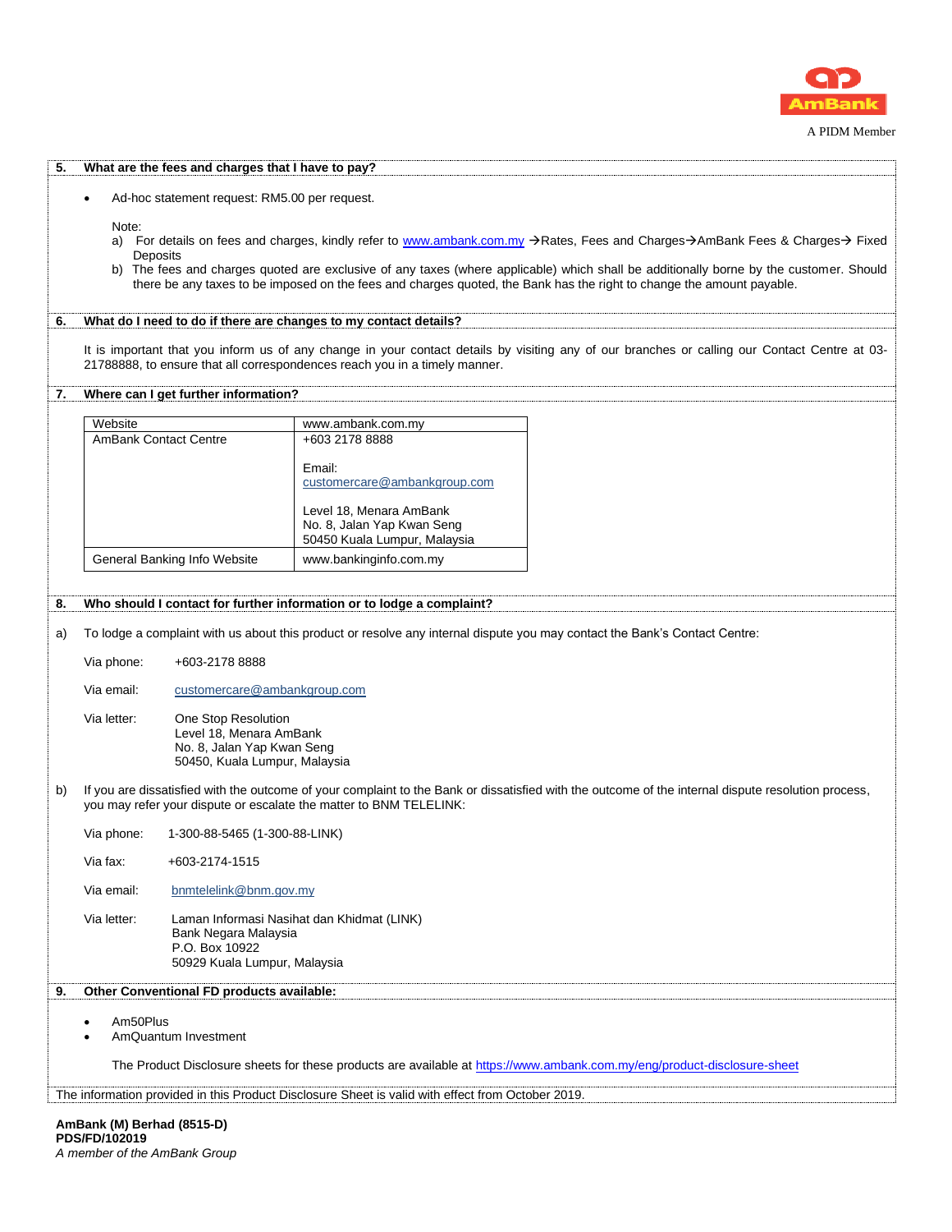## 5. What are the fees and charges that I have to pay?

- Ad-hoc statement request: RM5.00 per request.

Note:

a) For details on fees and charges, kindly refer to www.ambank.com.my →Rates, Fees and Charges→AmBank Fees & Charges→ Fixed Deposits

b) The fees and charges quoted are exclusive of any taxes (where applicable) which shall be additionally borne by the customer. Should there be any taxes to be imposed on the fees and charges quoted, the Bank has the right to change the amount payable.

## 6. What do I need to do if there are changes to my contact details?

It is important that you inform us of any change in your contact details by visiting any of our branches or calling our Contact Centre at 03-21788888, to ensure that all correspondences reach you in a timely manner.

## 7. Where can I get further information?

| Website | www.ambank.com.my |
|---|---|
| AmBank Contact Centre | +603 2178 8888<br><br>Email:<br>customercare@ambankgroup.com<br><br>Level 18, Menara AmBank<br>No. 8, Jalan Yap Kwan Seng<br>50450 Kuala Lumpur, Malaysia |
| General Banking Info Website | www.bankinginfo.com.my |

## 8. Who should I contact for further information or to lodge a complaint?

a) To lodge a complaint with us about this product or resolve any internal dispute you may contact the Bank's Contact Centre:

Via phone: +603-2178 8888

Via email: customercare@ambankgroup.com

Via letter: One Stop Resolution
Level 18, Menara AmBank
No. 8, Jalan Yap Kwan Seng
50450, Kuala Lumpur, Malaysia

b) If you are dissatisfied with the outcome of your complaint to the Bank or dissatisfied with the outcome of the internal dispute resolution process, you may refer your dispute or escalate the matter to BNM TELELINK:

Via phone: 1-300-88-5465 (1-300-88-LINK)

Via fax: +603-2174-1515

Via email: bnmtelelink@bnm.gov.my

Via letter: Laman Informasi Nasihat dan Khidmat (LINK)
Bank Negara Malaysia
P.O. Box 10922
50929 Kuala Lumpur, Malaysia

## 9. Other Conventional FD products available:

- Am50Plus
- AmQuantum Investment

The Product Disclosure sheets for these products are available at https://www.ambank.com.my/eng/product-disclosure-sheet

The information provided in this Product Disclosure Sheet is valid with effect from October 2019.

**AmBank (M) Berhad (8515-D)**
**PDS/FD/102019**
*A member of the AmBank Group*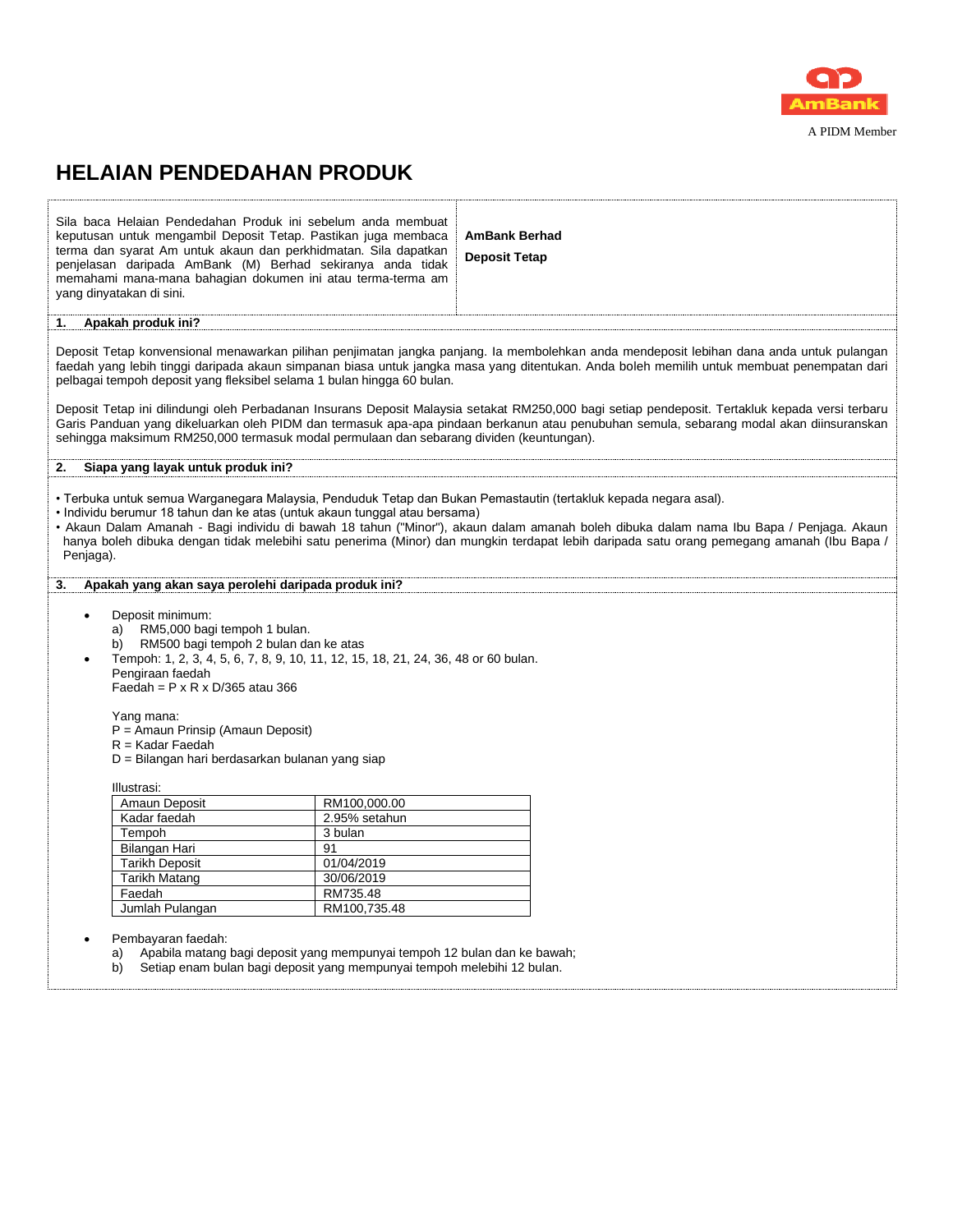A PIDM Member

# HELAIAN PENDEDAHAN PRODUK

| Sila baca Helaian Pendedahan Produk ini sebelum anda membuat keputusan untuk mengambil Deposit Tetap. Pastikan juga membaca terma dan syarat Am untuk akaun dan perkhidmatan. Sila dapatkan penjelasan daripada AmBank (M) Berhad sekiranya anda tidak memahami mana-mana bahagian dokumen ini atau terma-terma am yang dinyatakan di sini. | **AmBank Berhad**<br>**Deposit Tetap** |
|---|---|

## 1. Apakah produk ini?

Deposit Tetap konvensional menawarkan pilihan penjimatan jangka panjang. Ia membolehkan anda mendeposit lebihan dana anda untuk pulangan faedah yang lebih tinggi daripada akaun simpanan biasa untuk jangka masa yang ditentukan. Anda boleh memilih untuk membuat penempatan dari pelbagai tempoh deposit yang fleksibel selama 1 bulan hingga 60 bulan.

Deposit Tetap ini dilindungi oleh Perbadanan Insurans Deposit Malaysia setakat RM250,000 bagi setiap pendeposit. Tertakluk kepada versi terbaru Garis Panduan yang dikeluarkan oleh PIDM dan termasuk apa-apa pindaan berkanun atau penubuhan semula, sebarang modal akan diinsuranskan sehingga maksimum RM250,000 termasuk modal permulaan dan sebarang dividen (keuntungan).

## 2. Siapa yang layak untuk produk ini?

- Terbuka untuk semua Warganegara Malaysia, Penduduk Tetap dan Bukan Pemastautin (tertakluk kepada negara asal).
- Individu berumur 18 tahun dan ke atas (untuk akaun tunggal atau bersama)
- Akaun Dalam Amanah - Bagi individu di bawah 18 tahun ("Minor"), akaun dalam amanah boleh dibuka dalam nama Ibu Bapa / Penjaga. Akaun hanya boleh dibuka dengan tidak melebihi satu penerima (Minor) dan mungkin terdapat lebih daripada satu orang pemegang amanah (Ibu Bapa / Penjaga).

## 3. Apakah yang akan saya perolehi daripada produk ini?

- Deposit minimum:
  a) RM5,000 bagi tempoh 1 bulan.
  b) RM500 bagi tempoh 2 bulan dan ke atas
- Tempoh: 1, 2, 3, 4, 5, 6, 7, 8, 9, 10, 11, 12, 15, 18, 21, 24, 36, 48 or 60 bulan.
  Pengiraan faedah
  Faedah = P x R x D/365 atau 366

  Yang mana:
  P = Amaun Prinsip (Amaun Deposit)
  R = Kadar Faedah
  D = Bilangan hari berdasarkan bulanan yang siap

  Illustrasi:

| Amaun Deposit | RM100,000.00 |
|---|---|
| Kadar faedah | 2.95% setahun |
| Tempoh | 3 bulan |
| Bilangan Hari | 91 |
| Tarikh Deposit | 01/04/2019 |
| Tarikh Matang | 30/06/2019 |
| Faedah | RM735.48 |
| Jumlah Pulangan | RM100,735.48 |

- Pembayaran faedah:
  a) Apabila matang bagi deposit yang mempunyai tempoh 12 bulan dan ke bawah;
  b) Setiap enam bulan bagi deposit yang mempunyai tempoh melebihi 12 bulan.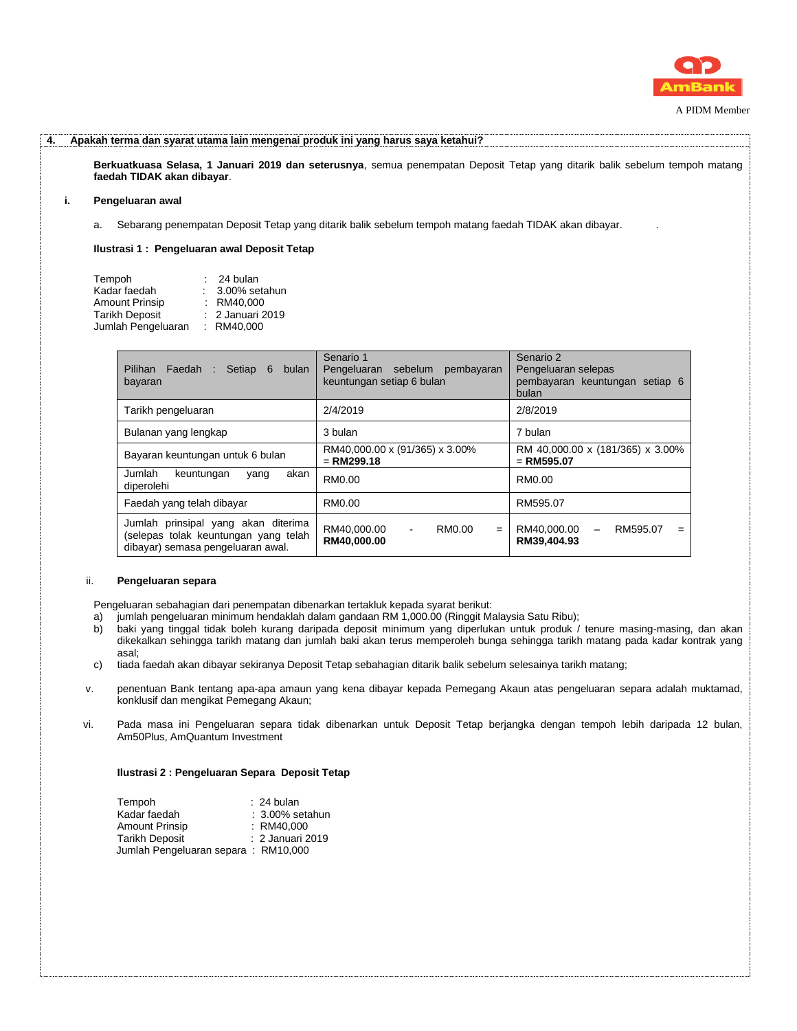**4. Apakah terma dan syarat utama lain mengenai produk ini yang harus saya ketahui?**

**Berkuatkuasa Selasa, 1 Januari 2019 dan seterusnya**, semua penempatan Deposit Tetap yang ditarik balik sebelum tempoh matang **faedah TIDAK akan dibayar**.

**i. Pengeluaran awal**

a. Sebarang penempatan Deposit Tetap yang ditarik balik sebelum tempoh matang faedah TIDAK akan dibayar. .

**Ilustrasi 1 : Pengeluaran awal Deposit Tetap**

Tempoh : 24 bulan
Kadar faedah : 3.00% setahun
Amount Prinsip : RM40,000
Tarikh Deposit : 2 Januari 2019
Jumlah Pengeluaran : RM40,000

| Pilihan Faedah : Setiap 6 bulan bayaran | Senario 1 Pengeluaran sebelum pembayaran keuntungan setiap 6 bulan | Senario 2 Pengeluaran selepas pembayaran keuntungan setiap 6 bulan |
|---|---|---|
| Tarikh pengeluaran | 2/4/2019 | 2/8/2019 |
| Bulanan yang lengkap | 3 bulan | 7 bulan |
| Bayaran keuntungan untuk 6 bulan | RM40,000.00 x (91/365) x 3.00% = **RM299.18** | RM 40,000.00 x (181/365) x 3.00% = **RM595.07** |
| Jumlah keuntungan yang akan diperolehi | RM0.00 | RM0.00 |
| Faedah yang telah dibayar | RM0.00 | RM595.07 |
| Jumlah prinsipal yang akan diterima (selepas tolak keuntungan yang telah dibayar) semasa pengeluaran awal. | RM40,000.00 - RM0.00 = **RM40,000.00** | RM40,000.00 – RM595.07 = **RM39,404.93** |

ii. **Pengeluaran separa**

Pengeluaran sebahagian dari penempatan dibenarkan tertakluk kepada syarat berikut:

a) jumlah pengeluaran minimum hendaklah dalam gandaan RM 1,000.00 (Ringgit Malaysia Satu Ribu);
b) baki yang tinggal tidak boleh kurang daripada deposit minimum yang diperlukan untuk produk / tenure masing-masing, dan akan dikekalkan sehingga tarikh matang dan jumlah baki akan terus memperoleh bunga sehingga tarikh matang pada kadar kontrak yang asal;
c) tiada faedah akan dibayar sekiranya Deposit Tetap sebahagian ditarik balik sebelum selesainya tarikh matang;

v. penentuan Bank tentang apa-apa amaun yang kena dibayar kepada Pemegang Akaun atas pengeluaran separa adalah muktamad, konklusif dan mengikat Pemegang Akaun;

vi. Pada masa ini Pengeluaran separa tidak dibenarkan untuk Deposit Tetap berjangka dengan tempoh lebih daripada 12 bulan, Am50Plus, AmQuantum Investment

**Ilustrasi 2 : Pengeluaran Separa Deposit Tetap**

Tempoh : 24 bulan
Kadar faedah : 3.00% setahun
Amount Prinsip : RM40,000
Tarikh Deposit : 2 Januari 2019
Jumlah Pengeluaran separa : RM10,000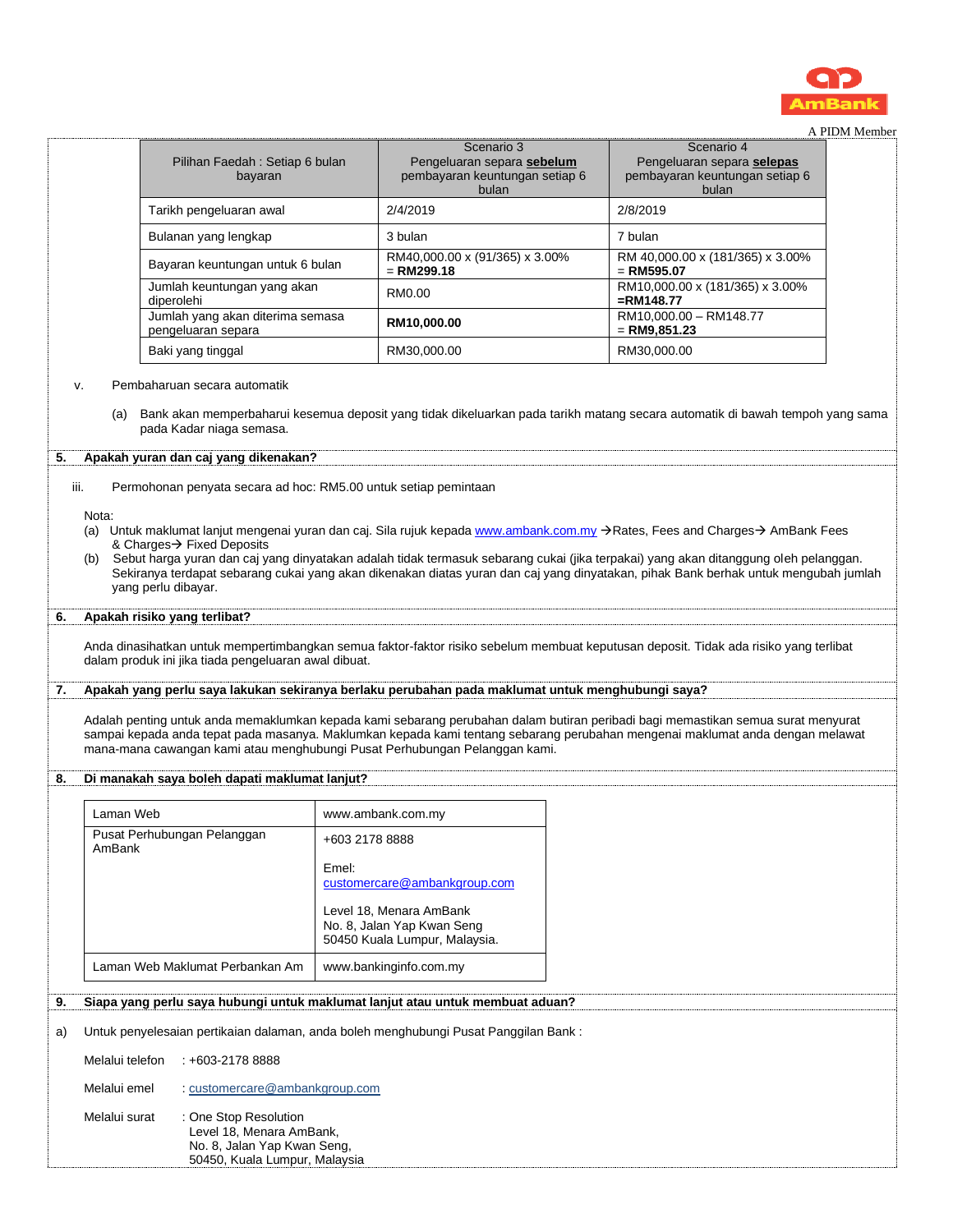| Pilihan Faedah : Setiap 6 bulan bayaran | Scenario 3<br>Pengeluaran separa **sebelum** pembayaran keuntungan setiap 6 bulan | Scenario 4<br>Pengeluaran separa **selepas** pembayaran keuntungan setiap 6 bulan |
|---|---|---|
| Tarikh pengeluaran awal | 2/4/2019 | 2/8/2019 |
| Bulanan yang lengkap | 3 bulan | 7 bulan |
| Bayaran keuntungan untuk 6 bulan | RM40,000.00 x (91/365) x 3.00% = **RM299.18** | RM 40,000.00 x (181/365) x 3.00% = **RM595.07** |
| Jumlah keuntungan yang akan diperolehi | RM0.00 | RM10,000.00 x (181/365) x 3.00% **=RM148.77** |
| Jumlah yang akan diterima semasa pengeluaran separa | **RM10,000.00** | RM10,000.00 – RM148.77 = **RM9,851.23** |
| Baki yang tinggal | RM30,000.00 | RM30,000.00 |

v. Pembaharuan secara automatik

(a) Bank akan memperbaharui kesemua deposit yang tidak dikeluarkan pada tarikh matang secara automatik di bawah tempoh yang sama pada Kadar niaga semasa.

## 5. Apakah yuran dan caj yang dikenakan?

iii. Permohonan penyata secara ad hoc: RM5.00 untuk setiap pemintaan

Nota:

(a) Untuk maklumat lanjut mengenai yuran dan caj. Sila rujuk kepada www.ambank.com.my → Rates, Fees and Charges → AmBank Fees & Charges → Fixed Deposits

(b) Sebut harga yuran dan caj yang dinyatakan adalah tidak termasuk sebarang cukai (jika terpakai) yang akan ditanggung oleh pelanggan. Sekiranya terdapat sebarang cukai yang akan dikenakan diatas yuran dan caj yang dinyatakan, pihak Bank berhak untuk mengubah jumlah yang perlu dibayar.

## 6. Apakah risiko yang terlibat?

Anda dinasihatkan untuk mempertimbangkan semua faktor-faktor risiko sebelum membuat keputusan deposit. Tidak ada risiko yang terlibat dalam produk ini jika tiada pengeluaran awal dibuat.

## 7. Apakah yang perlu saya lakukan sekiranya berlaku perubahan pada maklumat untuk menghubungi saya?

Adalah penting untuk anda memaklumkan kepada kami sebarang perubahan dalam butiran peribadi bagi memastikan semua surat menyurat sampai kepada anda tepat pada masanya. Maklumkan kepada kami tentang sebarang perubahan mengenai maklumat anda dengan melawat mana-mana cawangan kami atau menghubungi Pusat Perhubungan Pelanggan kami.

## 8. Di manakah saya boleh dapati maklumat lanjut?

| Laman Web | www.ambank.com.my |
|---|---|
| Pusat Perhubungan Pelanggan AmBank | +603 2178 8888<br><br>Emel:<br>customercare@ambankgroup.com<br><br>Level 18, Menara AmBank<br>No. 8, Jalan Yap Kwan Seng<br>50450 Kuala Lumpur, Malaysia. |
| Laman Web Maklumat Perbankan Am | www.bankinginfo.com.my |

## 9. Siapa yang perlu saya hubungi untuk maklumat lanjut atau untuk membuat aduan?

a) Untuk penyelesaian pertikaian dalaman, anda boleh menghubungi Pusat Panggilan Bank :

Melalui telefon : +603-2178 8888

Melalui emel : customercare@ambankgroup.com

Melalui surat : One Stop Resolution
Level 18, Menara AmBank,
No. 8, Jalan Yap Kwan Seng,
50450, Kuala Lumpur, Malaysia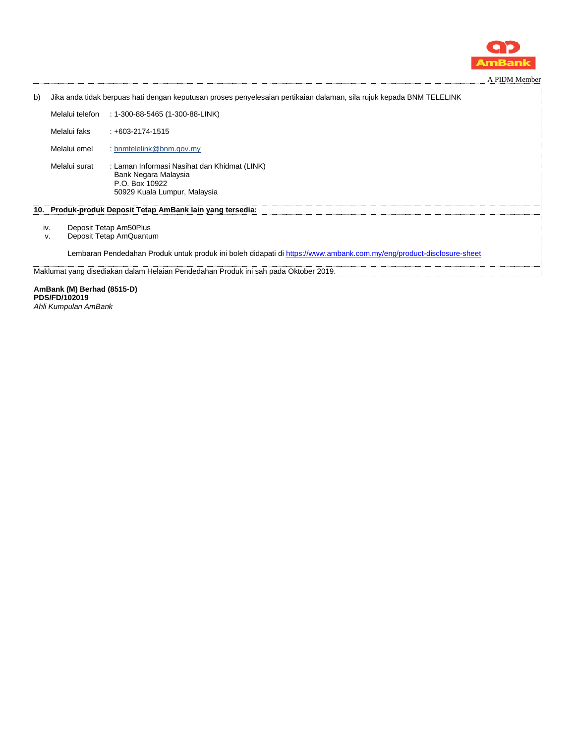A PIDM Member

b) Jika anda tidak berpuas hati dengan keputusan proses penyelesaian pertikaian dalaman, sila rujuk kepada BNM TELELINK

| | |
|---|---|
| Melalui telefon | : 1-300-88-5465 (1-300-88-LINK) |
| Melalui faks | : +603-2174-1515 |
| Melalui emel | : bnmtelelink@bnm.gov.my |
| Melalui surat | : Laman Informasi Nasihat dan Khidmat (LINK)<br>Bank Negara Malaysia<br>P.O. Box 10922<br>50929 Kuala Lumpur, Malaysia |

**10. Produk-produk Deposit Tetap AmBank lain yang tersedia:**

iv. Deposit Tetap Am50Plus
v. Deposit Tetap AmQuantum

Lembaran Pendedahan Produk untuk produk ini boleh didapati di https://www.ambank.com.my/eng/product-disclosure-sheet

Maklumat yang disediakan dalam Helaian Pendedahan Produk ini sah pada Oktober 2019.

**AmBank (M) Berhad (8515-D)**
**PDS/FD/102019**
*Ahli Kumpulan AmBank*